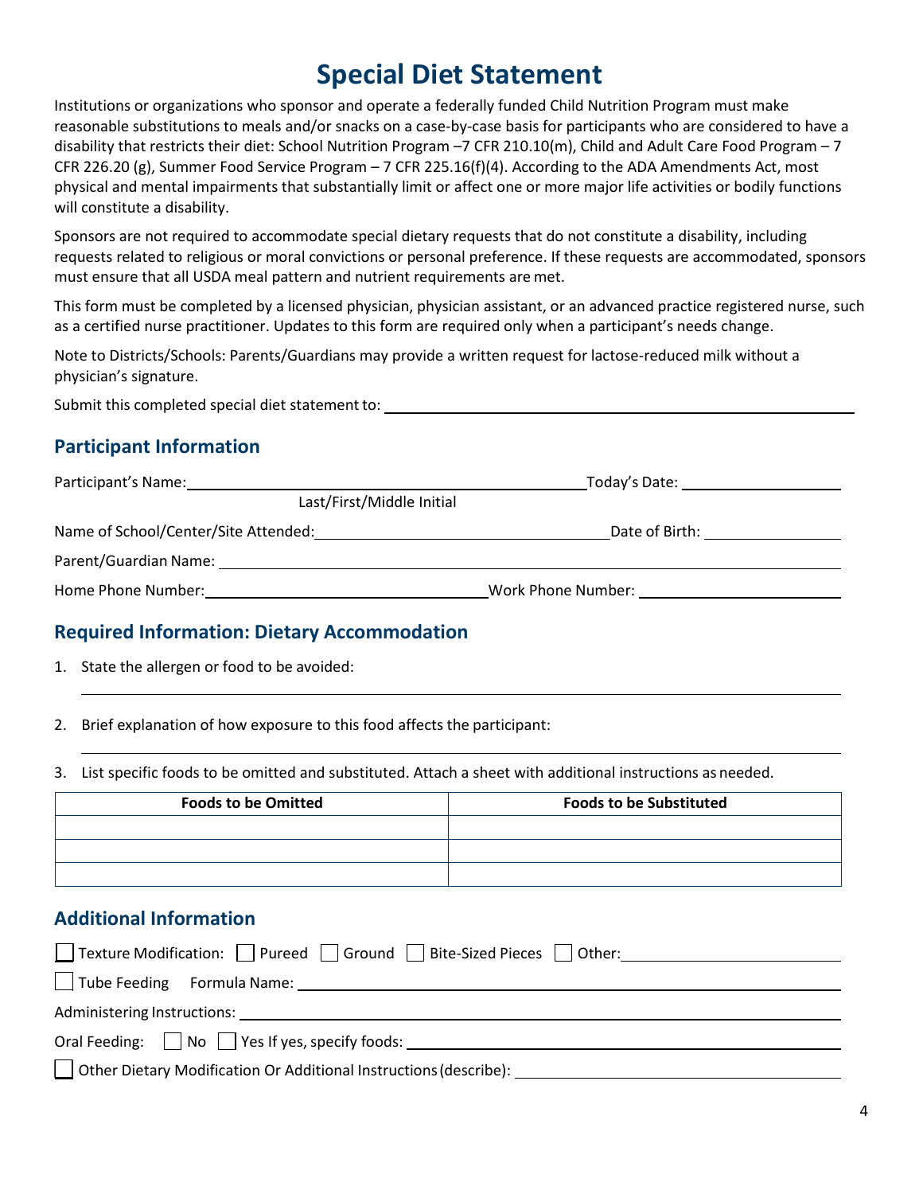# Special Diet Statement

Institutions or organizations who sponsor and operate a federally funded Child Nutrition Program must make reasonable substitutions to meals and/or snacks on a case-by-case basis for participants who are considered to have a disability that restricts their diet: School Nutrition Program –7 CFR 210.10(m), Child and Adult Care Food Program – 7 CFR 226.20 (g), Summer Food Service Program – 7 CFR 225.16(f)(4). According to the ADA Amendments Act, most physical and mental impairments that substantially limit or affect one or more major life activities or bodily functions will constitute a disability.

Sponsors are not required to accommodate special dietary requests that do not constitute a disability, including requests related to religious or moral convictions or personal preference. If these requests are accommodated, sponsors must ensure that all USDA meal pattern and nutrient requirements are met.

This form must be completed by a licensed physician, physician assistant, or an advanced practice registered nurse, such as a certified nurse practitioner. Updates to this form are required only when a participant's needs change.

Note to Districts/Schools: Parents/Guardians may provide a written request for lactose-reduced milk without a physician's signature.

Submit this completed special diet statement to: ______________________________

## Participant Information

Participant's Name: ______________________________ Today's Date: ______________
Last/First/Middle Initial

Name of School/Center/Site Attended: ______________________________ Date of Birth: ______________

Parent/Guardian Name: ______________________________

Home Phone Number: ______________________________ Work Phone Number: ______________________________

## Required Information: Dietary Accommodation

1. State the allergen or food to be avoided:

   ______________________________

2. Brief explanation of how exposure to this food affects the participant:

   ______________________________

3. List specific foods to be omitted and substituted. Attach a sheet with additional instructions as needed.

| Foods to be Omitted | Foods to be Substituted |
|---|---|
| | |
| | |
| | |

## Additional Information

☐ Texture Modification: ☐ Pureed ☐ Ground ☐ Bite-Sized Pieces ☐ Other: ______________

☐ Tube Feeding Formula Name: ______________________________

Administering Instructions: ______________________________

Oral Feeding: ☐ No ☐ Yes If yes, specify foods: ______________________________

☐ Other Dietary Modification Or Additional Instructions (describe): ______________________________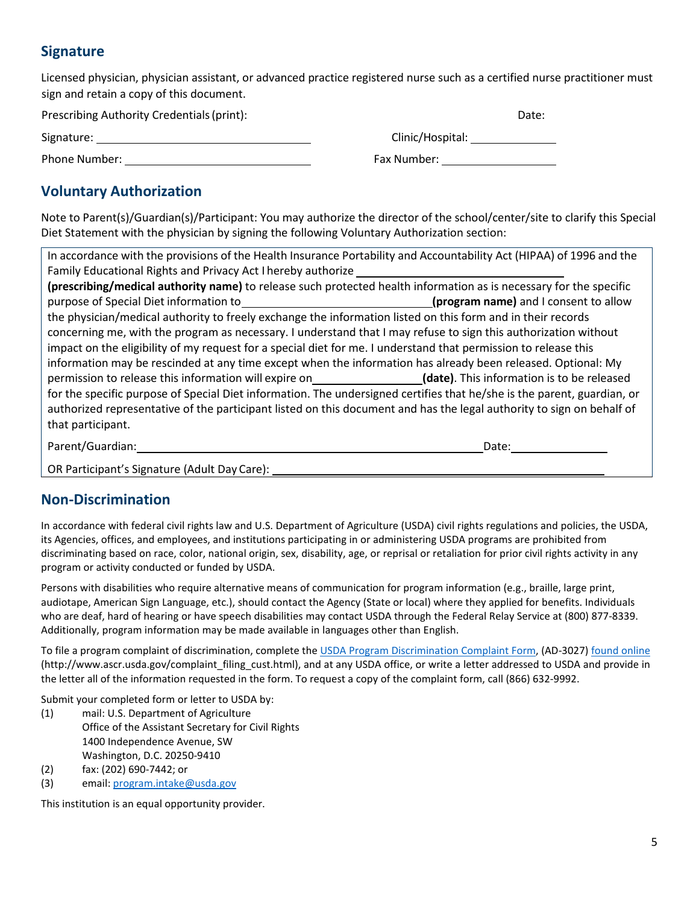## Signature

Licensed physician, physician assistant, or advanced practice registered nurse such as a certified nurse practitioner must sign and retain a copy of this document.

Prescribing Authority Credentials (print): Date:

Signature: ______________________________ Clinic/Hospital: ____________

Phone Number: ___________________________ Fax Number: ________________

## Voluntary Authorization

Note to Parent(s)/Guardian(s)/Participant: You may authorize the director of the school/center/site to clarify this Special Diet Statement with the physician by signing the following Voluntary Authorization section:

In accordance with the provisions of the Health Insurance Portability and Accountability Act (HIPAA) of 1996 and the Family Educational Rights and Privacy Act I hereby authorize ______________________________ **(prescribing/medical authority name)** to release such protected health information as is necessary for the specific purpose of Special Diet information to ______________________________ **(program name)** and I consent to allow the physician/medical authority to freely exchange the information listed on this form and in their records concerning me, with the program as necessary. I understand that I may refuse to sign this authorization without impact on the eligibility of my request for a special diet for me. I understand that permission to release this information may be rescinded at any time except when the information has already been released. Optional: My permission to release this information will expire on ________________ **(date)**. This information is to be released for the specific purpose of Special Diet information. The undersigned certifies that he/she is the parent, guardian, or authorized representative of the participant listed on this document and has the legal authority to sign on behalf of that participant.

Parent/Guardian: ____________________________________________ Date: ______________

OR Participant's Signature (Adult Day Care): ____________________________________________

## Non-Discrimination

In accordance with federal civil rights law and U.S. Department of Agriculture (USDA) civil rights regulations and policies, the USDA, its Agencies, offices, and employees, and institutions participating in or administering USDA programs are prohibited from discriminating based on race, color, national origin, sex, disability, age, or reprisal or retaliation for prior civil rights activity in any program or activity conducted or funded by USDA.

Persons with disabilities who require alternative means of communication for program information (e.g., braille, large print, audiotape, American Sign Language, etc.), should contact the Agency (State or local) where they applied for benefits. Individuals who are deaf, hard of hearing or have speech disabilities may contact USDA through the Federal Relay Service at (800) 877-8339. Additionally, program information may be made available in languages other than English.

To file a program complaint of discrimination, complete the USDA Program Discrimination Complaint Form, (AD-3027) found online (http://www.ascr.usda.gov/complaint_filing_cust.html), and at any USDA office, or write a letter addressed to USDA and provide in the letter all of the information requested in the form. To request a copy of the complaint form, call (866) 632-9992.

Submit your completed form or letter to USDA by:

(1) mail: U.S. Department of Agriculture
Office of the Assistant Secretary for Civil Rights
1400 Independence Avenue, SW
Washington, D.C. 20250-9410

(2) fax: (202) 690-7442; or

(3) email: program.intake@usda.gov

This institution is an equal opportunity provider.